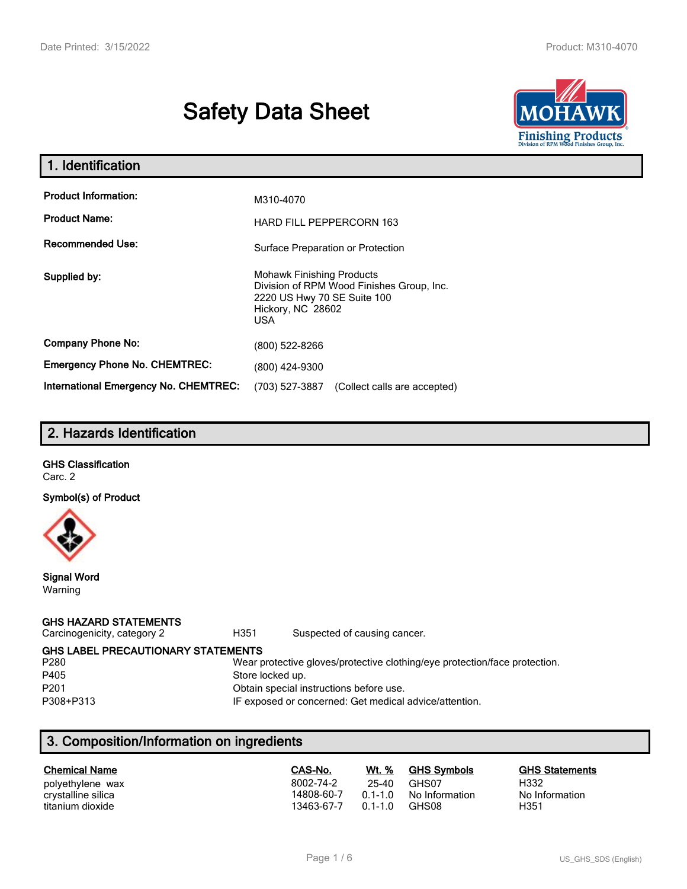# Safety Data Sheet

## 1. Identification

| | |
|---|---|
| **Product Information:** | M310-4070 |
| **Product Name:** | HARD FILL PEPPERCORN 163 |
| **Recommended Use:** | Surface Preparation or Protection |
| **Supplied by:** | Mohawk Finishing Products<br>Division of RPM Wood Finishes Group, Inc.<br>2220 US Hwy 70 SE Suite 100<br>Hickory, NC 28602<br>USA |
| **Company Phone No:** | (800) 522-8266 |
| **Emergency Phone No. CHEMTREC:** | (800) 424-9300 |
| **International Emergency No. CHEMTREC:** | (703) 527-3887 (Collect calls are accepted) |

## 2. Hazards Identification

**GHS Classification**

Carc. 2

**Symbol(s) of Product**

**Signal Word**

Warning

**GHS HAZARD STATEMENTS**

| | | |
|---|---|---|
| Carcinogenicity, category 2 | H351 | Suspected of causing cancer. |

**GHS LABEL PRECAUTIONARY STATEMENTS**

| | |
|---|---|
| P280 | Wear protective gloves/protective clothing/eye protection/face protection. |
| P405 | Store locked up. |
| P201 | Obtain special instructions before use. |
| P308+P313 | IF exposed or concerned: Get medical advice/attention. |

## 3. Composition/Information on ingredients

| Chemical Name | CAS-No. | Wt. % | GHS Symbols | GHS Statements |
|---|---|---|---|---|
| polyethylene wax | 8002-74-2 | 25-40 | GHS07 | H332 |
| crystalline silica | 14808-60-7 | 0.1-1.0 | No Information | No Information |
| titanium dioxide | 13463-67-7 | 0.1-1.0 | GHS08 | H351 |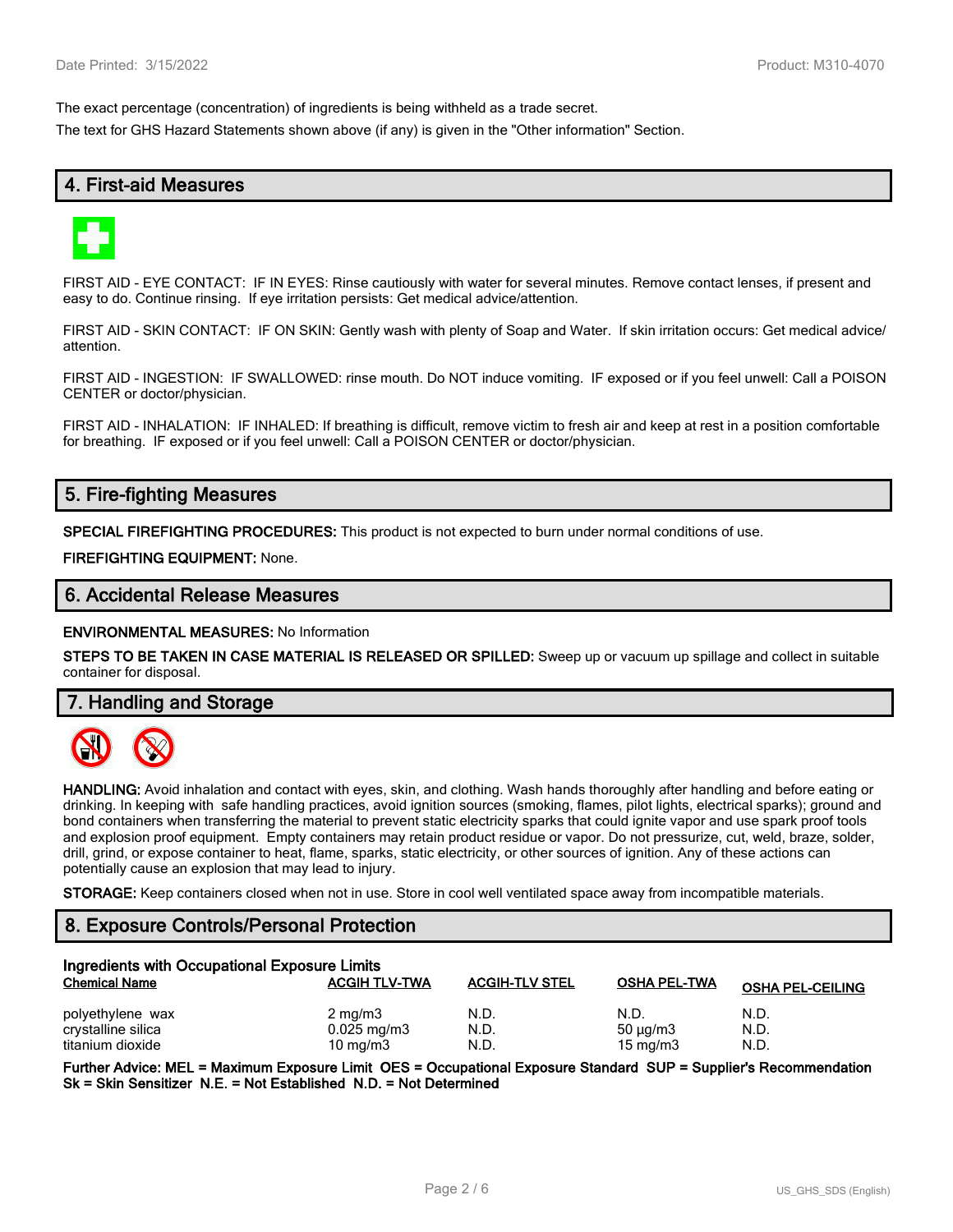The exact percentage (concentration) of ingredients is being withheld as a trade secret.

The text for GHS Hazard Statements shown above (if any) is given in the "Other information" Section.

## 4. First-aid Measures

FIRST AID - EYE CONTACT: IF IN EYES: Rinse cautiously with water for several minutes. Remove contact lenses, if present and easy to do. Continue rinsing. If eye irritation persists: Get medical advice/attention.

FIRST AID - SKIN CONTACT: IF ON SKIN: Gently wash with plenty of Soap and Water. If skin irritation occurs: Get medical advice/ attention.

FIRST AID - INGESTION: IF SWALLOWED: rinse mouth. Do NOT induce vomiting. IF exposed or if you feel unwell: Call a POISON CENTER or doctor/physician.

FIRST AID - INHALATION: IF INHALED: If breathing is difficult, remove victim to fresh air and keep at rest in a position comfortable for breathing. IF exposed or if you feel unwell: Call a POISON CENTER or doctor/physician.

## 5. Fire-fighting Measures

**SPECIAL FIREFIGHTING PROCEDURES:** This product is not expected to burn under normal conditions of use.

**FIREFIGHTING EQUIPMENT:** None.

## 6. Accidental Release Measures

**ENVIRONMENTAL MEASURES:** No Information

**STEPS TO BE TAKEN IN CASE MATERIAL IS RELEASED OR SPILLED:** Sweep up or vacuum up spillage and collect in suitable container for disposal.

## 7. Handling and Storage

**HANDLING:** Avoid inhalation and contact with eyes, skin, and clothing. Wash hands thoroughly after handling and before eating or drinking. In keeping with safe handling practices, avoid ignition sources (smoking, flames, pilot lights, electrical sparks); ground and bond containers when transferring the material to prevent static electricity sparks that could ignite vapor and use spark proof tools and explosion proof equipment. Empty containers may retain product residue or vapor. Do not pressurize, cut, weld, braze, solder, drill, grind, or expose container to heat, flame, sparks, static electricity, or other sources of ignition. Any of these actions can potentially cause an explosion that may lead to injury.

**STORAGE:** Keep containers closed when not in use. Store in cool well ventilated space away from incompatible materials.

## 8. Exposure Controls/Personal Protection

**Ingredients with Occupational Exposure Limits**

| Chemical Name | ACGIH TLV-TWA | ACGIH-TLV STEL | OSHA PEL-TWA | OSHA PEL-CEILING |
|---|---|---|---|---|
| polyethylene wax | 2 mg/m3 | N.D. | N.D. | N.D. |
| crystalline silica | 0.025 mg/m3 | N.D. | 50 µg/m3 | N.D. |
| titanium dioxide | 10 mg/m3 | N.D. | 15 mg/m3 | N.D. |

**Further Advice: MEL = Maximum Exposure Limit OES = Occupational Exposure Standard SUP = Supplier's Recommendation Sk = Skin Sensitizer N.E. = Not Established N.D. = Not Determined**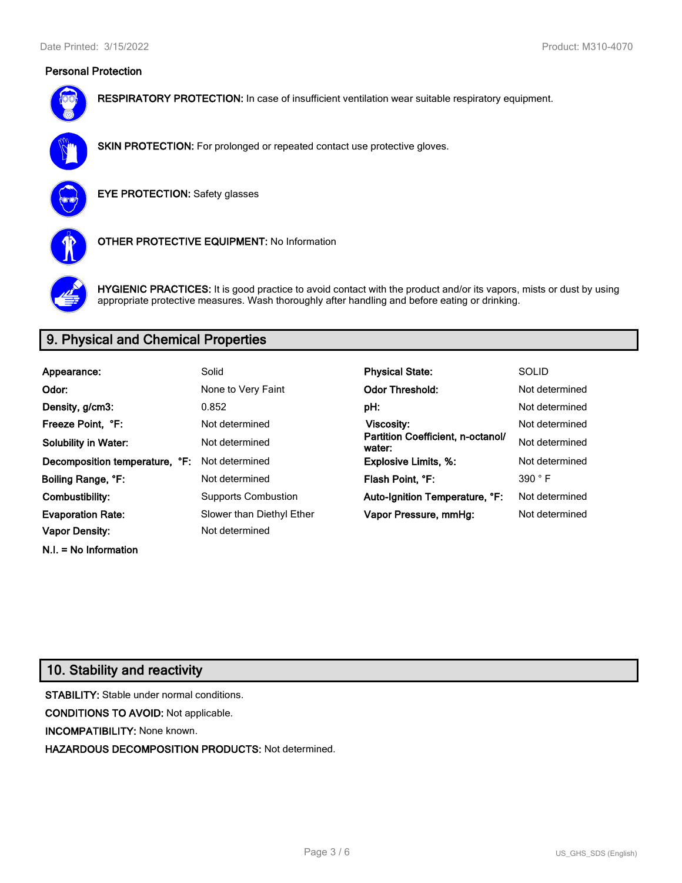### Personal Protection

**RESPIRATORY PROTECTION:** In case of insufficient ventilation wear suitable respiratory equipment.

**SKIN PROTECTION:** For prolonged or repeated contact use protective gloves.

**EYE PROTECTION:** Safety glasses

**OTHER PROTECTIVE EQUIPMENT:** No Information

**HYGIENIC PRACTICES:** It is good practice to avoid contact with the product and/or its vapors, mists or dust by using appropriate protective measures. Wash thoroughly after handling and before eating or drinking.

## 9. Physical and Chemical Properties

| | | | |
|---|---|---|---|
| **Appearance:** | Solid | **Physical State:** | SOLID |
| **Odor:** | None to Very Faint | **Odor Threshold:** | Not determined |
| **Density, g/cm3:** | 0.852 | **pH:** | Not determined |
| **Freeze Point, °F:** | Not determined | **Viscosity:** | Not determined |
| **Solubility in Water:** | Not determined | **Partition Coefficient, n-octanol/ water:** | Not determined |
| **Decomposition temperature, °F:** | Not determined | **Explosive Limits, %:** | Not determined |
| **Boiling Range, °F:** | Not determined | **Flash Point, °F:** | 390 ° F |
| **Combustibility:** | Supports Combustion | **Auto-Ignition Temperature, °F:** | Not determined |
| **Evaporation Rate:** | Slower than Diethyl Ether | **Vapor Pressure, mmHg:** | Not determined |
| **Vapor Density:** | Not determined | | |

**N.I. = No Information**

## 10. Stability and reactivity

**STABILITY:** Stable under normal conditions.

**CONDITIONS TO AVOID:** Not applicable.

**INCOMPATIBILITY:** None known.

**HAZARDOUS DECOMPOSITION PRODUCTS:** Not determined.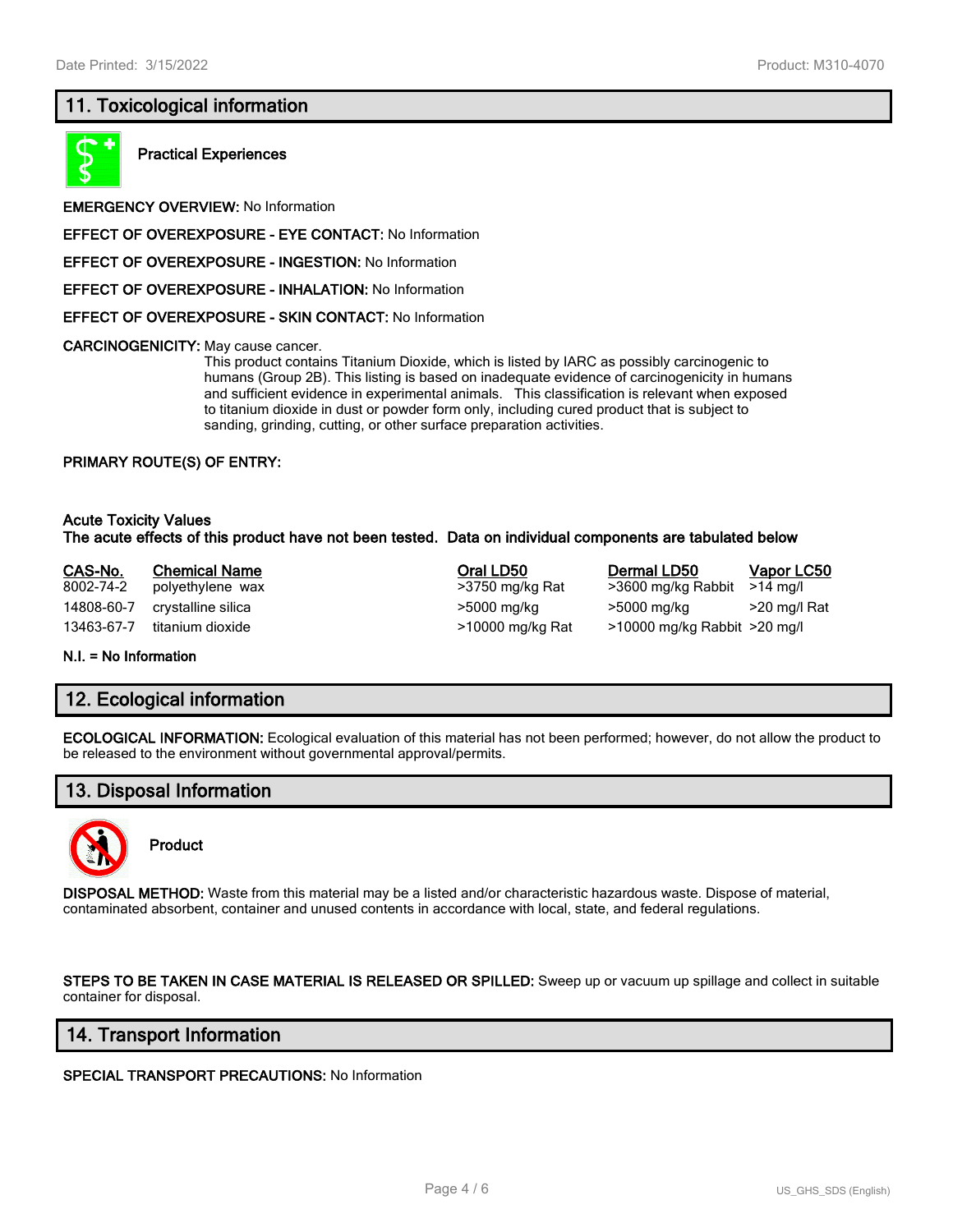## 11. Toxicological information

**Practical Experiences**

**EMERGENCY OVERVIEW:** No Information

**EFFECT OF OVEREXPOSURE - EYE CONTACT:** No Information

**EFFECT OF OVEREXPOSURE - INGESTION:** No Information

**EFFECT OF OVEREXPOSURE - INHALATION:** No Information

**EFFECT OF OVEREXPOSURE - SKIN CONTACT:** No Information

**CARCINOGENICITY:** May cause cancer.
This product contains Titanium Dioxide, which is listed by IARC as possibly carcinogenic to humans (Group 2B). This listing is based on inadequate evidence of carcinogenicity in humans and sufficient evidence in experimental animals. This classification is relevant when exposed to titanium dioxide in dust or powder form only, including cured product that is subject to sanding, grinding, cutting, or other surface preparation activities.

**PRIMARY ROUTE(S) OF ENTRY:**

**Acute Toxicity Values**
**The acute effects of this product have not been tested. Data on individual components are tabulated below**

| CAS-No. | Chemical Name | Oral LD50 | Dermal LD50 | Vapor LC50 |
|---|---|---|---|---|
| 8002-74-2 | polyethylene wax | >3750 mg/kg Rat | >3600 mg/kg Rabbit | >14 mg/l |
| 14808-60-7 | crystalline silica | >5000 mg/kg | >5000 mg/kg | >20 mg/l Rat |
| 13463-67-7 | titanium dioxide | >10000 mg/kg Rat | >10000 mg/kg Rabbit | >20 mg/l |

**N.I. = No Information**

## 12. Ecological information

**ECOLOGICAL INFORMATION:** Ecological evaluation of this material has not been performed; however, do not allow the product to be released to the environment without governmental approval/permits.

## 13. Disposal Information

**Product**

**DISPOSAL METHOD:** Waste from this material may be a listed and/or characteristic hazardous waste. Dispose of material, contaminated absorbent, container and unused contents in accordance with local, state, and federal regulations.

**STEPS TO BE TAKEN IN CASE MATERIAL IS RELEASED OR SPILLED:** Sweep up or vacuum up spillage and collect in suitable container for disposal.

## 14. Transport Information

**SPECIAL TRANSPORT PRECAUTIONS:** No Information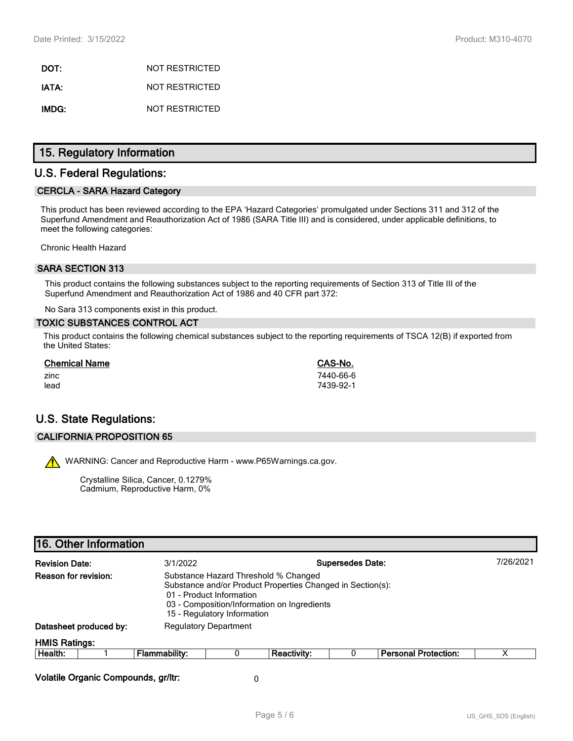**DOT:** NOT RESTRICTED

**IATA:** NOT RESTRICTED

**IMDG:** NOT RESTRICTED

## 15. Regulatory Information

## U.S. Federal Regulations:

### CERCLA - SARA Hazard Category

This product has been reviewed according to the EPA 'Hazard Categories' promulgated under Sections 311 and 312 of the Superfund Amendment and Reauthorization Act of 1986 (SARA Title III) and is considered, under applicable definitions, to meet the following categories:

Chronic Health Hazard

### SARA SECTION 313

This product contains the following substances subject to the reporting requirements of Section 313 of Title III of the Superfund Amendment and Reauthorization Act of 1986 and 40 CFR part 372:

No Sara 313 components exist in this product.

### TOXIC SUBSTANCES CONTROL ACT

This product contains the following chemical substances subject to the reporting requirements of TSCA 12(B) if exported from the United States:

| Chemical Name | CAS-No. |
| --- | --- |
| zinc | 7440-66-6 |
| lead | 7439-92-1 |

## U.S. State Regulations:

### CALIFORNIA PROPOSITION 65

WARNING: Cancer and Reproductive Harm - www.P65Warnings.ca.gov.

Crystalline Silica, Cancer, 0.1279%
Cadmium, Reproductive Harm, 0%

## 16. Other Information

**Revision Date:** 3/1/2022  **Supersedes Date:** 7/26/2021

**Reason for revision:** Substance Hazard Threshold % Changed
Substance and/or Product Properties Changed in Section(s):
01 - Product Information
03 - Composition/Information on Ingredients
15 - Regulatory Information

**Datasheet produced by:** Regulatory Department

**HMIS Ratings:**

| Health: | 1 | Flammability: | 0 | Reactivity: | 0 | Personal Protection: | X |
| --- | --- | --- | --- | --- | --- | --- | --- |

**Volatile Organic Compounds, gr/ltr:** 0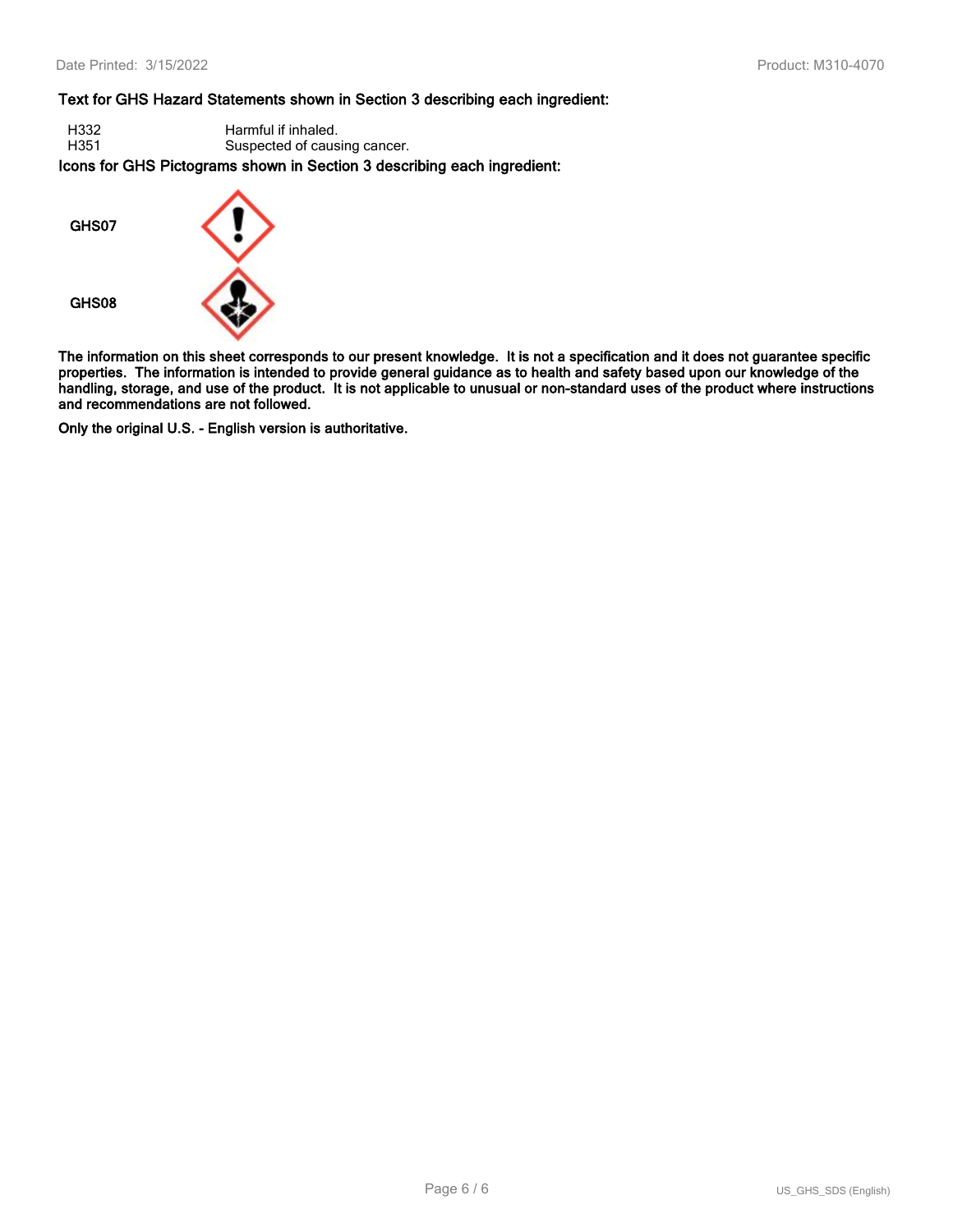**Text for GHS Hazard Statements shown in Section 3 describing each ingredient:**

| | |
|---|---|
| H332 | Harmful if inhaled. |
| H351 | Suspected of causing cancer. |

**Icons for GHS Pictograms shown in Section 3 describing each ingredient:**

**GHS07**

**GHS08**

**The information on this sheet corresponds to our present knowledge. It is not a specification and it does not guarantee specific properties. The information is intended to provide general guidance as to health and safety based upon our knowledge of the handling, storage, and use of the product. It is not applicable to unusual or non-standard uses of the product where instructions and recommendations are not followed.**

**Only the original U.S. - English version is authoritative.**